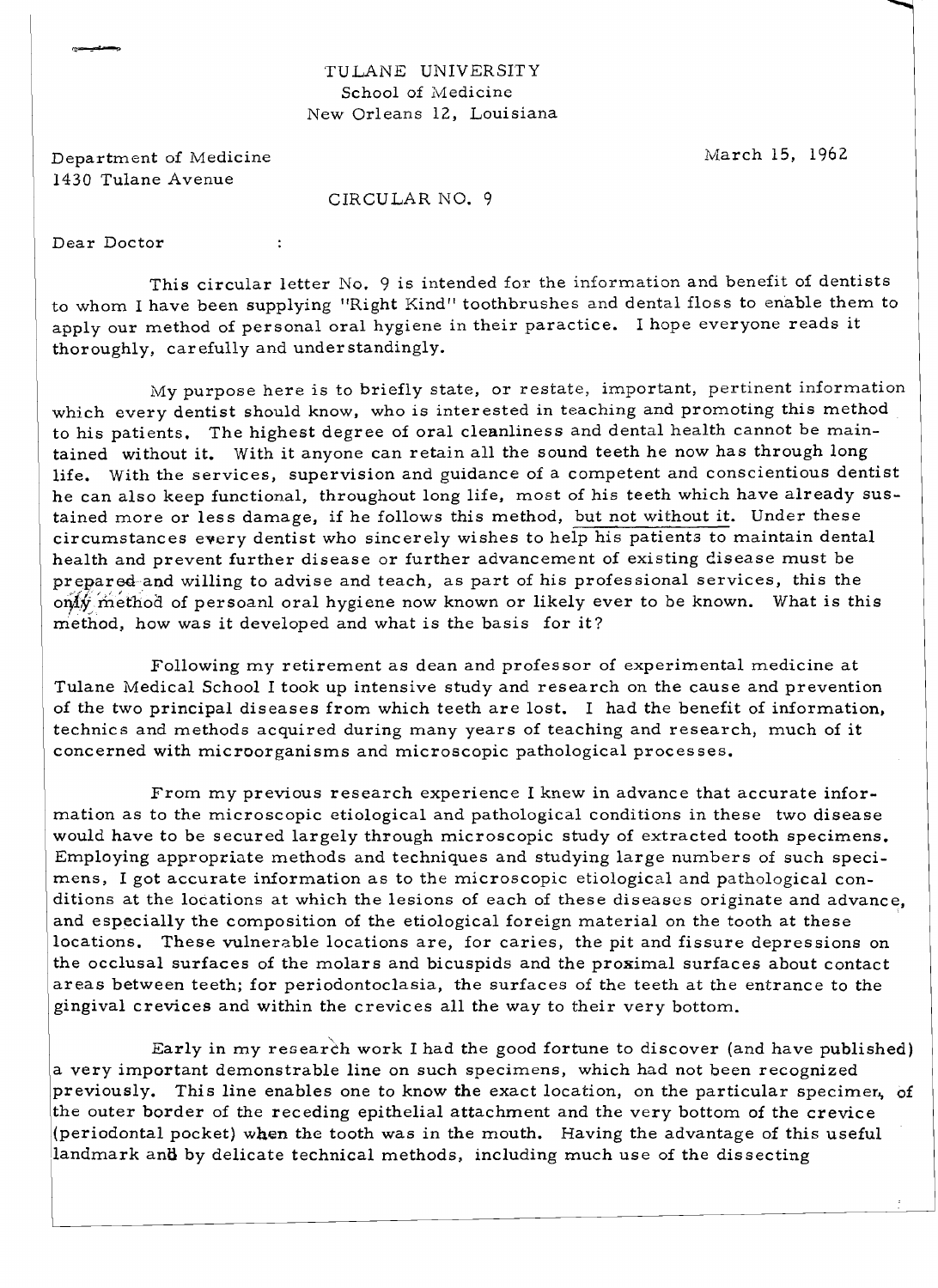TULANE UNIVERSITY
School of Medicine
New Orleans 12, Louisiana

Department of Medicine
1430 Tulane Avenue

March 15, 1962

CIRCULAR NO. 9

Dear Doctor :

This circular letter No. 9 is intended for the information and benefit of dentists to whom I have been supplying "Right Kind" toothbrushes and dental floss to enable them to apply our method of personal oral hygiene in their paractice. I hope everyone reads it thoroughly, carefully and understandingly.

My purpose here is to briefly state, or restate, important, pertinent information which every dentist should know, who is interested in teaching and promoting this method to his patients. The highest degree of oral cleanliness and dental health cannot be maintained without it. With it anyone can retain all the sound teeth he now has through long life. With the services, supervision and guidance of a competent and conscientious dentist he can also keep functional, throughout long life, most of his teeth which have already sustained more or less damage, if he follows this method, but not without it. Under these circumstances every dentist who sincerely wishes to help his patients to maintain dental health and prevent further disease or further advancement of existing disease must be prepared and willing to advise and teach, as part of his professional services, this the only method of persoanl oral hygiene now known or likely ever to be known. What is this method, how was it developed and what is the basis for it?

Following my retirement as dean and professor of experimental medicine at Tulane Medical School I took up intensive study and research on the cause and prevention of the two principal diseases from which teeth are lost. I had the benefit of information, technics and methods acquired during many years of teaching and research, much of it concerned with microorganisms and microscopic pathological processes.

From my previous research experience I knew in advance that accurate information as to the microscopic etiological and pathological conditions in these two disease would have to be secured largely through microscopic study of extracted tooth specimens. Employing appropriate methods and techniques and studying large numbers of such specimens, I got accurate information as to the microscopic etiological and pathological conditions at the locations at which the lesions of each of these diseases originate and advance, and especially the composition of the etiological foreign material on the tooth at these locations. These vulnerable locations are, for caries, the pit and fissure depressions on the occlusal surfaces of the molars and bicuspids and the proximal surfaces about contact areas between teeth; for periodontoclasia, the surfaces of the teeth at the entrance to the gingival crevices and within the crevices all the way to their very bottom.

Early in my research work I had the good fortune to discover (and have published) a very important demonstrable line on such specimens, which had not been recognized previously. This line enables one to know the exact location, on the particular specimen, of the outer border of the receding epithelial attachment and the very bottom of the crevice (periodontal pocket) when the tooth was in the mouth. Having the advantage of this useful landmark and by delicate technical methods, including much use of the dissecting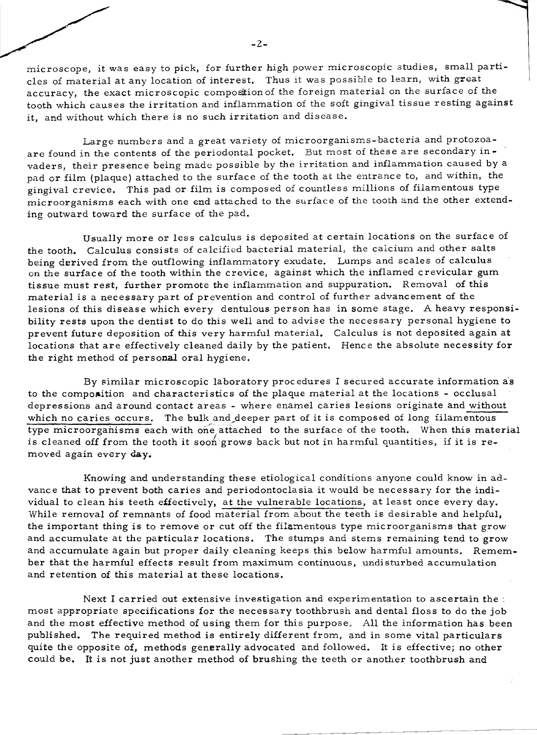microscope, it was easy to pick, for further high power microscopic studies, small particles of material at any location of interest. Thus it was possible to learn, with great accuracy, the exact microscopic composition of the foreign material on the surface of the tooth which causes the irritation and inflammation of the soft gingival tissue resting against it, and without which there is no such irritation and disease.

Large numbers and a great variety of microorganisms-bacteria and protozoa-are found in the contents of the periodontal pocket. But most of these are secondary invaders, their presence being made possible by the irritation and inflammation caused by a pad or film (plaque) attached to the surface of the tooth at the entrance to, and within, the gingival crevice. This pad or film is composed of countless millions of filamentous type microorganisms each with one end attached to the surface of the tooth and the other extending outward toward the surface of the pad.

Usually more or less calculus is deposited at certain locations on the surface of the tooth. Calculus consists of calcified bacterial material, the calcium and other salts being derived from the outflowing inflammatory exudate. Lumps and scales of calculus on the surface of the tooth within the crevice, against which the inflamed crevicular gum tissue must rest, further promote the inflammation and suppuration. Removal of this material is a necessary part of prevention and control of further advancement of the lesions of this disease which every dentulous person has in some stage. A heavy responsibility rests upon the dentist to do this well and to advise the necessary personal hygiene to prevent future deposition of this very harmful material. Calculus is not deposited again at locations that are effectively cleaned daily by the patient. Hence the absolute necessity for the right method of personal oral hygiene.

By similar microscopic laboratory procedures I secured accurate information as to the composition and characteristics of the plaque material at the locations - occlusal depressions and around contact areas - where enamel caries lesions originate and without which no caries occurs. The bulk and deeper part of it is composed of long filamentous type microorganisms each with one attached to the surface of the tooth. When this material is cleaned off from the tooth it soon grows back but not in harmful quantities, if it is removed again every day.

Knowing and understanding these etiological conditions anyone could know in advance that to prevent both caries and periodontoclasia it would be necessary for the individual to clean his teeth effectively, at the vulnerable locations, at least once every day. While removal of remnants of food material from about the teeth is desirable and helpful, the important thing is to remove or cut off the filamentous type microorganisms that grow and accumulate at the particular locations. The stumps and stems remaining tend to grow and accumulate again but proper daily cleaning keeps this below harmful amounts. Remember that the harmful effects result from maximum continuous, undisturbed accumulation and retention of this material at these locations.

Next I carried out extensive investigation and experimentation to ascertain the most appropriate specifications for the necessary toothbrush and dental floss to do the job and the most effective method of using them for this purpose. All the information has been published. The required method is entirely different from, and in some vital particulars quite the opposite of, methods generally advocated and followed. It is effective; no other could be. It is not just another method of brushing the teeth or another toothbrush and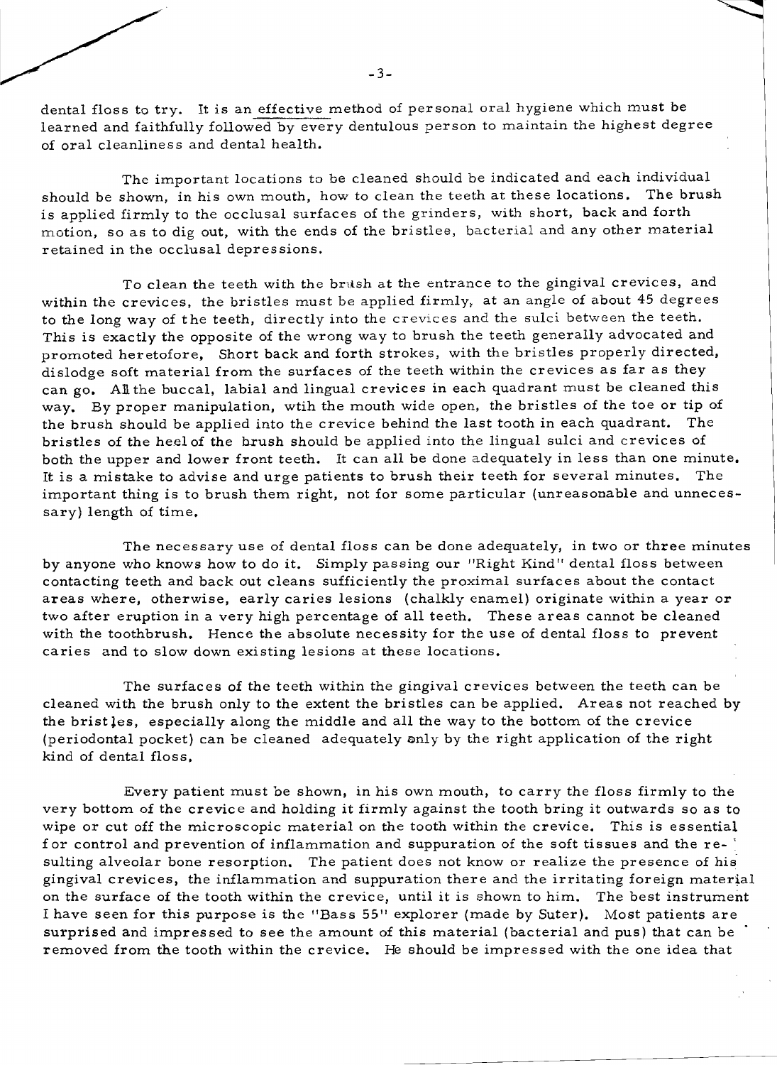dental floss to try. It is an effective method of personal oral hygiene which must be learned and faithfully followed by every dentulous person to maintain the highest degree of oral cleanliness and dental health.

The important locations to be cleaned should be indicated and each individual should be shown, in his own mouth, how to clean the teeth at these locations. The brush is applied firmly to the occlusal surfaces of the grinders, with short, back and forth motion, so as to dig out, with the ends of the bristles, bacterial and any other material retained in the occlusal depressions.

To clean the teeth with the brush at the entrance to the gingival crevices, and within the crevices, the bristles must be applied firmly, at an angle of about 45 degrees to the long way of the teeth, directly into the crevices and the sulci between the teeth. This is exactly the opposite of the wrong way to brush the teeth generally advocated and promoted heretofore, Short back and forth strokes, with the bristles properly directed, dislodge soft material from the surfaces of the teeth within the crevices as far as they can go. All the buccal, labial and lingual crevices in each quadrant must be cleaned this way. By proper manipulation, wtih the mouth wide open, the bristles of the toe or tip of the brush should be applied into the crevice behind the last tooth in each quadrant. The bristles of the heel of the brush should be applied into the lingual sulci and crevices of both the upper and lower front teeth. It can all be done adequately in less than one minute. It is a mistake to advise and urge patients to brush their teeth for several minutes. The important thing is to brush them right, not for some particular (unreasonable and unnecessary) length of time.

The necessary use of dental floss can be done adequately, in two or three minutes by anyone who knows how to do it. Simply passing our "Right Kind" dental floss between contacting teeth and back out cleans sufficiently the proximal surfaces about the contact areas where, otherwise, early caries lesions (chalkly enamel) originate within a year or two after eruption in a very high percentage of all teeth. These areas cannot be cleaned with the toothbrush. Hence the absolute necessity for the use of dental floss to prevent caries and to slow down existing lesions at these locations.

The surfaces of the teeth within the gingival crevices between the teeth can be cleaned with the brush only to the extent the bristles can be applied. Areas not reached by the bristles, especially along the middle and all the way to the bottom of the crevice (periodontal pocket) can be cleaned adequately only by the right application of the right kind of dental floss.

Every patient must be shown, in his own mouth, to carry the floss firmly to the very bottom of the crevice and holding it firmly against the tooth bring it outwards so as to wipe or cut off the microscopic material on the tooth within the crevice. This is essential for control and prevention of inflammation and suppuration of the soft tissues and the resulting alveolar bone resorption. The patient does not know or realize the presence of his gingival crevices, the inflammation and suppuration there and the irritating foreign material on the surface of the tooth within the crevice, until it is shown to him. The best instrument I have seen for this purpose is the "Bass 55" explorer (made by Suter). Most patients are surprised and impressed to see the amount of this material (bacterial and pus) that can be removed from the tooth within the crevice. He should be impressed with the one idea that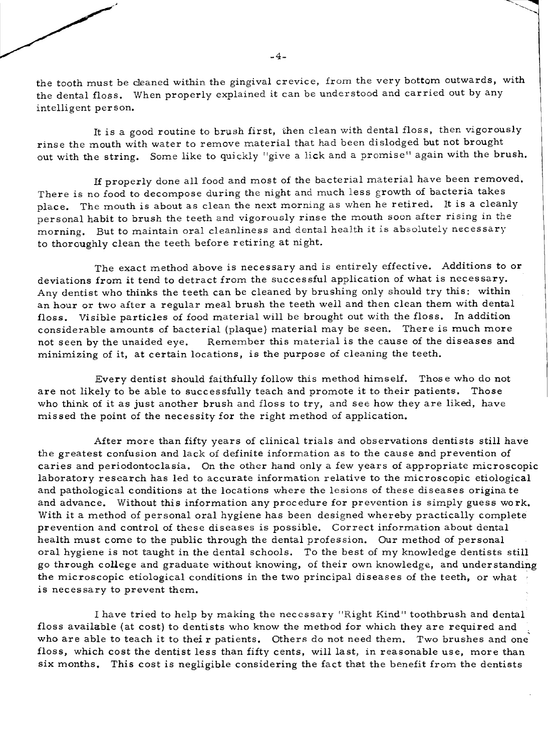the tooth must be cleaned within the gingival crevice, from the very bottom outwards, with the dental floss. When properly explained it can be understood and carried out by any intelligent person.

It is a good routine to brush first, then clean with dental floss, then vigorously rinse the mouth with water to remove material that had been dislodged but not brought out with the string. Some like to quickly "give a lick and a promise" again with the brush.

If properly done all food and most of the bacterial material have been removed. There is no food to decompose during the night and much less growth of bacteria takes place. The mouth is about as clean the next morning as when he retired. It is a cleanly personal habit to brush the teeth and vigorously rinse the mouth soon after rising in the morning. But to maintain oral cleanliness and dental health it is absolutely necessary to thoroughly clean the teeth before retiring at night.

The exact method above is necessary and is entirely effective. Additions to or deviations from it tend to detract from the successful application of what is necessary. Any dentist who thinks the teeth can be cleaned by brushing only should try this: within an hour or two after a regular meal brush the teeth well and then clean them with dental floss. Visible particles of food material will be brought out with the floss. In addition considerable amounts of bacterial (plaque) material may be seen. There is much more not seen by the unaided eye. Remember this material is the cause of the diseases and minimizing of it, at certain locations, is the purpose of cleaning the teeth.

Every dentist should faithfully follow this method himself. Those who do not are not likely to be able to successfully teach and promote it to their patients. Those who think of it as just another brush and floss to try, and see how they are liked, have missed the point of the necessity for the right method of application.

After more than fifty years of clinical trials and observations dentists still have the greatest confusion and lack of definite information as to the cause and prevention of caries and periodontoclasia. On the other hand only a few years of appropriate microscopic laboratory research has led to accurate information relative to the microscopic etiological and pathological conditions at the locations where the lesions of these diseases originate and advance. Without this information any procedure for prevention is simply guess work. With it a method of personal oral hygiene has been designed whereby practically complete prevention and control of these diseases is possible. Correct information about dental health must come to the public through the dental profession. Our method of personal oral hygiene is not taught in the dental schools. To the best of my knowledge dentists still go through college and graduate without knowing, of their own knowledge, and understanding the microscopic etiological conditions in the two principal diseases of the teeth, or what is necessary to prevent them.

I have tried to help by making the necessary "Right Kind" toothbrush and dental floss available (at cost) to dentists who know the method for which they are required and who are able to teach it to their patients. Others do not need them. Two brushes and one floss, which cost the dentist less than fifty cents, will last, in reasonable use, more than six months. This cost is negligible considering the fact that the benefit from the dentists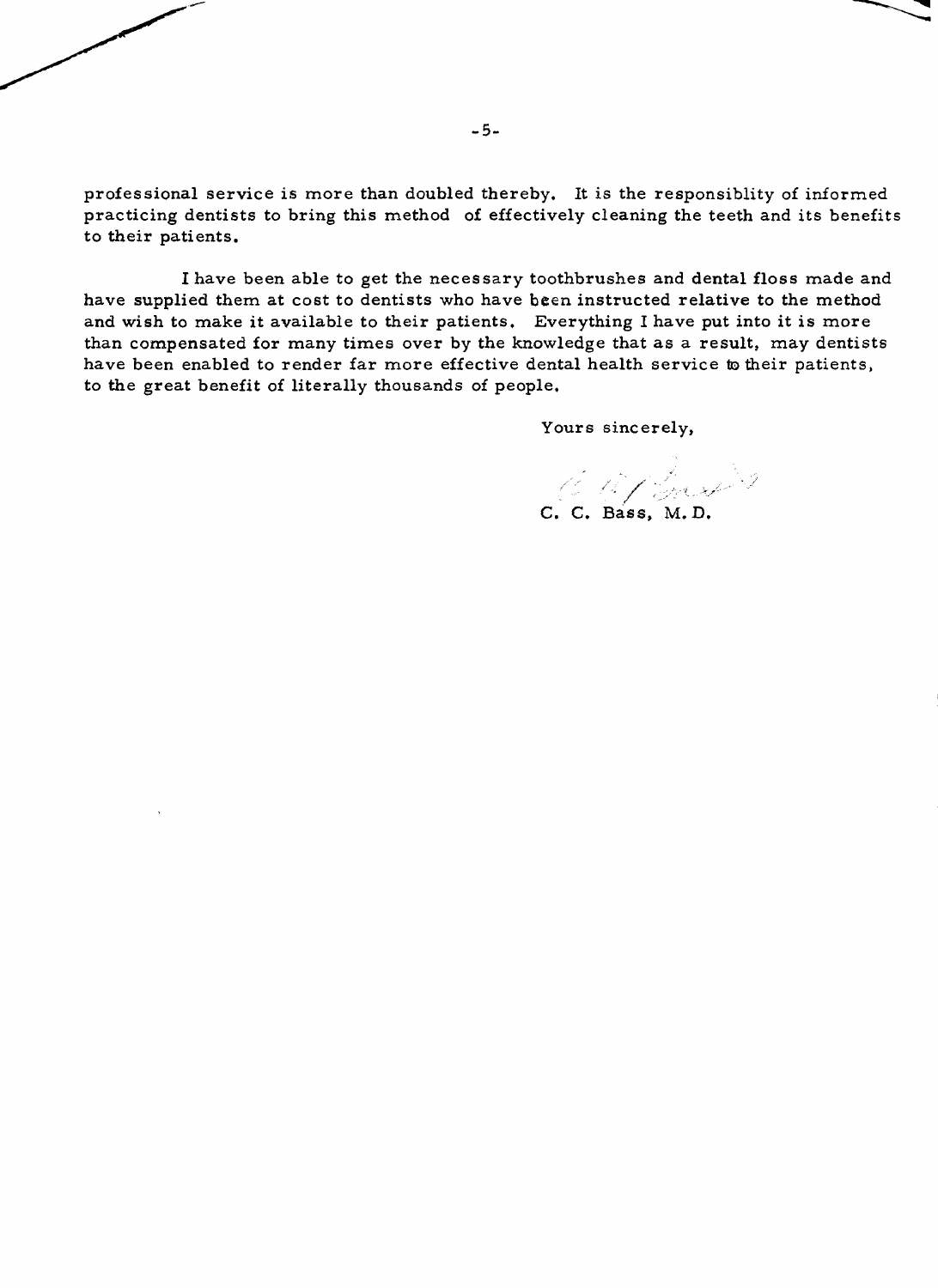professional service is more than doubled thereby. It is the responsiblity of informed practicing dentists to bring this method of effectively cleaning the teeth and its benefits to their patients.

I have been able to get the necessary toothbrushes and dental floss made and have supplied them at cost to dentists who have been instructed relative to the method and wish to make it available to their patients. Everything I have put into it is more than compensated for many times over by the knowledge that as a result, may dentists have been enabled to render far more effective dental health service to their patients, to the great benefit of literally thousands of people.

Yours sincerely,

C. C. Bass, M.D.